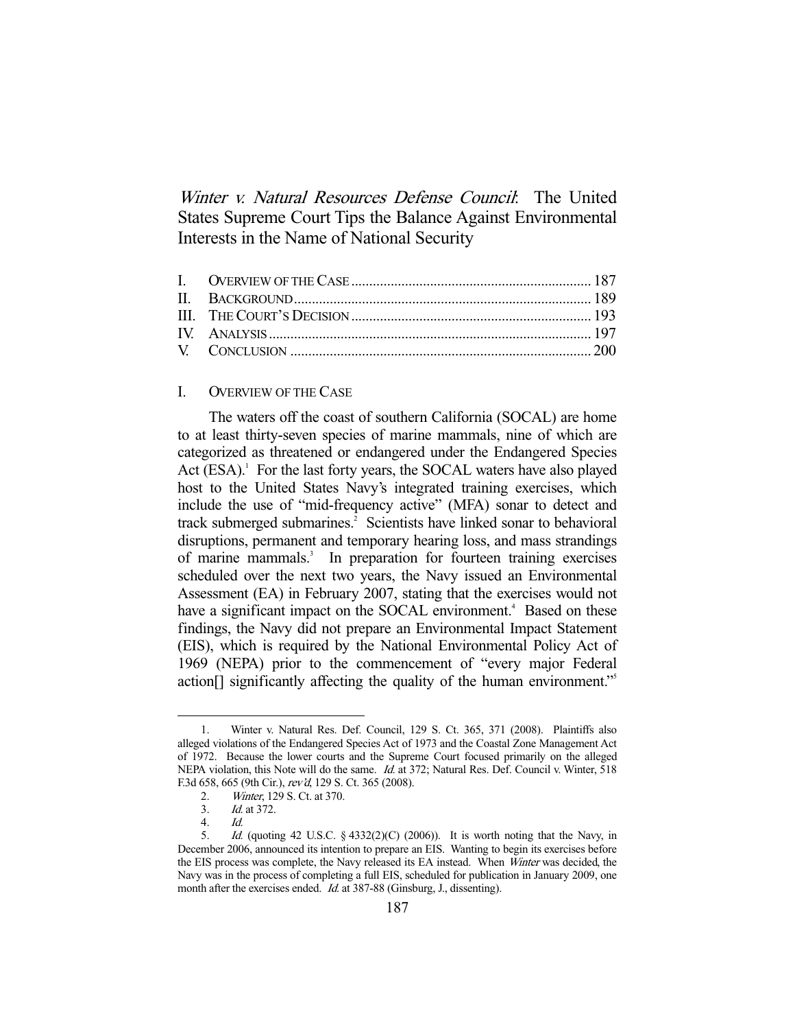# *Winter v. Natural Resources Defense Council*: The United States Supreme Court Tips the Balance Against Environmental Interests in the Name of National Security

| | | |
|---|---|---|
| I. | OVERVIEW OF THE CASE | 187 |
| II. | BACKGROUND | 189 |
| III. | THE COURT'S DECISION | 193 |
| IV. | ANALYSIS | 197 |
| V. | CONCLUSION | 200 |

## I. OVERVIEW OF THE CASE

The waters off the coast of southern California (SOCAL) are home to at least thirty-seven species of marine mammals, nine of which are categorized as threatened or endangered under the Endangered Species Act (ESA).[1] For the last forty years, the SOCAL waters have also played host to the United States Navy's integrated training exercises, which include the use of "mid-frequency active" (MFA) sonar to detect and track submerged submarines.[2] Scientists have linked sonar to behavioral disruptions, permanent and temporary hearing loss, and mass strandings of marine mammals.[3] In preparation for fourteen training exercises scheduled over the next two years, the Navy issued an Environmental Assessment (EA) in February 2007, stating that the exercises would not have a significant impact on the SOCAL environment.[4] Based on these findings, the Navy did not prepare an Environmental Impact Statement (EIS), which is required by the National Environmental Policy Act of 1969 (NEPA) prior to the commencement of "every major Federal action[] significantly affecting the quality of the human environment."[5]

---

1. Winter v. Natural Res. Def. Council, 129 S. Ct. 365, 371 (2008). Plaintiffs also alleged violations of the Endangered Species Act of 1973 and the Coastal Zone Management Act of 1972. Because the lower courts and the Supreme Court focused primarily on the alleged NEPA violation, this Note will do the same. *Id.* at 372; Natural Res. Def. Council v. Winter, 518 F.3d 658, 665 (9th Cir.), *rev'd*, 129 S. Ct. 365 (2008).

2. *Winter*, 129 S. Ct. at 370.

3. *Id.* at 372.

4. *Id.*

5. *Id.* (quoting 42 U.S.C. § 4332(2)(C) (2006)). It is worth noting that the Navy, in December 2006, announced its intention to prepare an EIS. Wanting to begin its exercises before the EIS process was complete, the Navy released its EA instead. When *Winter* was decided, the Navy was in the process of completing a full EIS, scheduled for publication in January 2009, one month after the exercises ended. *Id.* at 387-88 (Ginsburg, J., dissenting).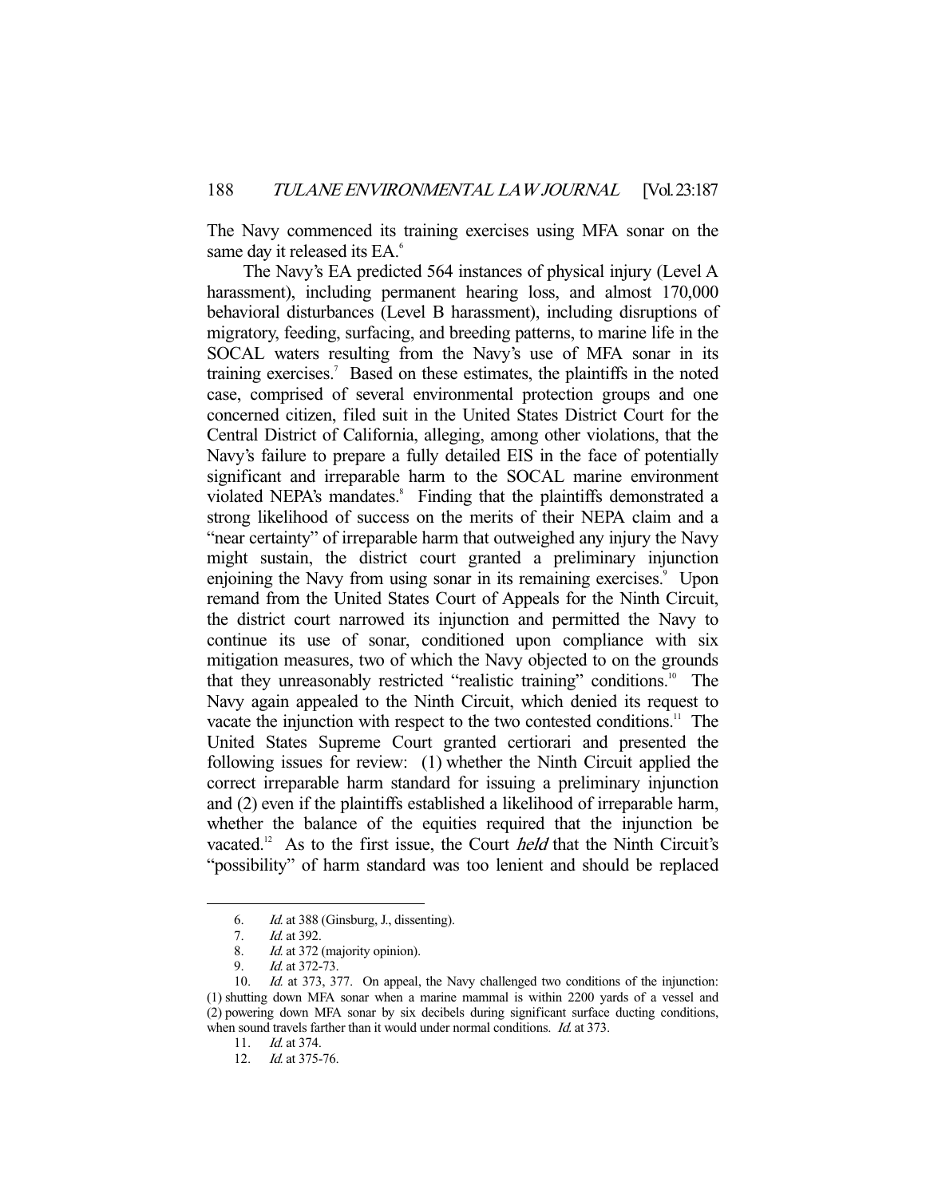The Navy commenced its training exercises using MFA sonar on the same day it released its EA.[6]

The Navy's EA predicted 564 instances of physical injury (Level A harassment), including permanent hearing loss, and almost 170,000 behavioral disturbances (Level B harassment), including disruptions of migratory, feeding, surfacing, and breeding patterns, to marine life in the SOCAL waters resulting from the Navy's use of MFA sonar in its training exercises.[7] Based on these estimates, the plaintiffs in the noted case, comprised of several environmental protection groups and one concerned citizen, filed suit in the United States District Court for the Central District of California, alleging, among other violations, that the Navy's failure to prepare a fully detailed EIS in the face of potentially significant and irreparable harm to the SOCAL marine environment violated NEPA's mandates.[8] Finding that the plaintiffs demonstrated a strong likelihood of success on the merits of their NEPA claim and a "near certainty" of irreparable harm that outweighed any injury the Navy might sustain, the district court granted a preliminary injunction enjoining the Navy from using sonar in its remaining exercises.[9] Upon remand from the United States Court of Appeals for the Ninth Circuit, the district court narrowed its injunction and permitted the Navy to continue its use of sonar, conditioned upon compliance with six mitigation measures, two of which the Navy objected to on the grounds that they unreasonably restricted "realistic training" conditions.[10] The Navy again appealed to the Ninth Circuit, which denied its request to vacate the injunction with respect to the two contested conditions.[11] The United States Supreme Court granted certiorari and presented the following issues for review: (1) whether the Ninth Circuit applied the correct irreparable harm standard for issuing a preliminary injunction and (2) even if the plaintiffs established a likelihood of irreparable harm, whether the balance of the equities required that the injunction be vacated.[12] As to the first issue, the Court *held* that the Ninth Circuit's "possibility" of harm standard was too lenient and should be replaced

---

6. *Id.* at 388 (Ginsburg, J., dissenting).

7. *Id.* at 392.

8. *Id.* at 372 (majority opinion).

9. *Id.* at 372-73.

10. *Id.* at 373, 377. On appeal, the Navy challenged two conditions of the injunction: (1) shutting down MFA sonar when a marine mammal is within 2200 yards of a vessel and (2) powering down MFA sonar by six decibels during significant surface ducting conditions, when sound travels farther than it would under normal conditions. *Id.* at 373.

11. *Id.* at 374.

12. *Id.* at 375-76.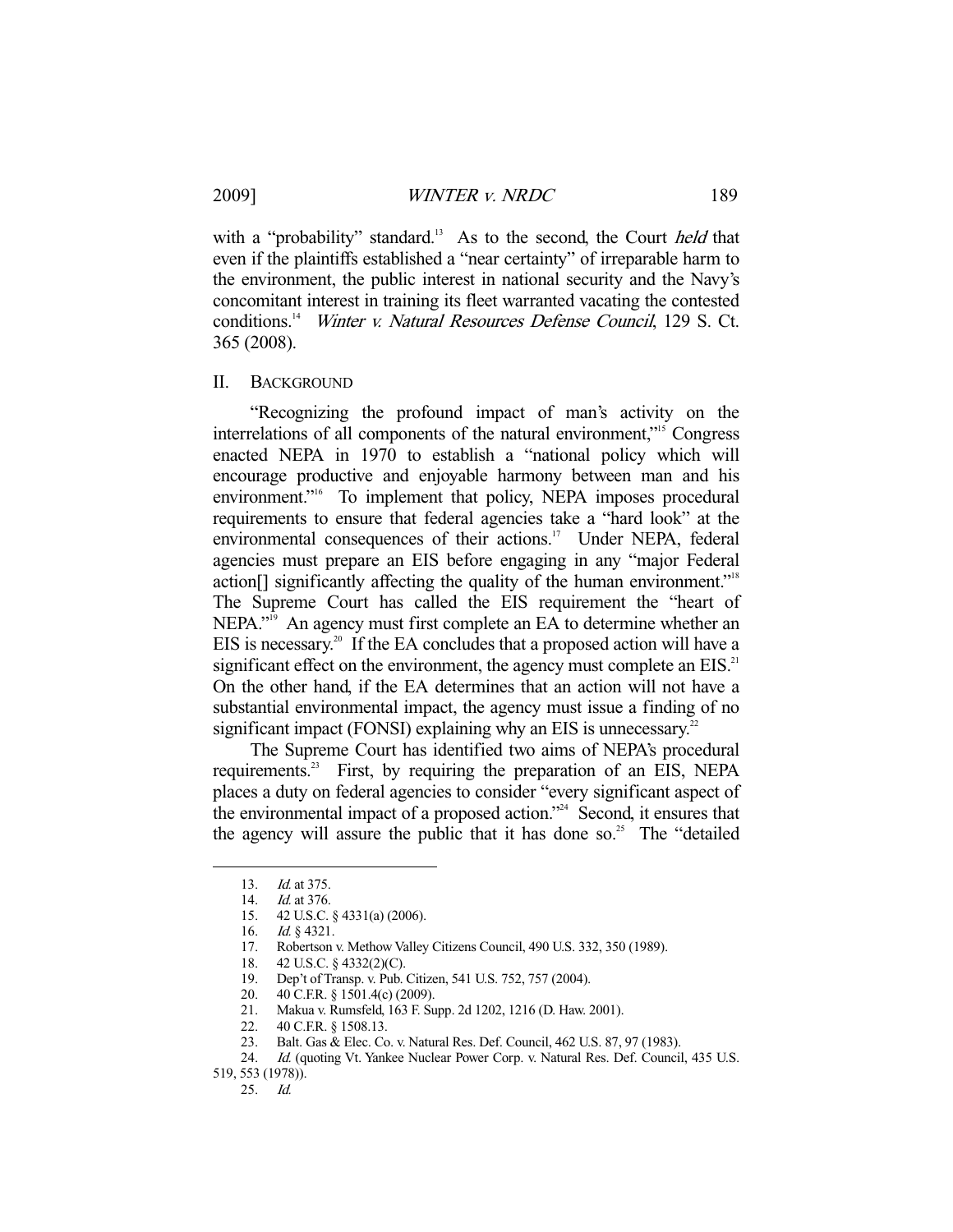with a "probability" standard.[13] As to the second, the Court *held* that even if the plaintiffs established a "near certainty" of irreparable harm to the environment, the public interest in national security and the Navy's concomitant interest in training its fleet warranted vacating the contested conditions.[14] *Winter v. Natural Resources Defense Council*, 129 S. Ct. 365 (2008).

## II. BACKGROUND

"Recognizing the profound impact of man's activity on the interrelations of all components of the natural environment,"[15] Congress enacted NEPA in 1970 to establish a "national policy which will encourage productive and enjoyable harmony between man and his environment."[16] To implement that policy, NEPA imposes procedural requirements to ensure that federal agencies take a "hard look" at the environmental consequences of their actions.[17] Under NEPA, federal agencies must prepare an EIS before engaging in any "major Federal action[] significantly affecting the quality of the human environment."[18] The Supreme Court has called the EIS requirement the "heart of NEPA."[19] An agency must first complete an EA to determine whether an EIS is necessary.[20] If the EA concludes that a proposed action will have a significant effect on the environment, the agency must complete an EIS.[21] On the other hand, if the EA determines that an action will not have a substantial environmental impact, the agency must issue a finding of no significant impact (FONSI) explaining why an EIS is unnecessary.[22]

The Supreme Court has identified two aims of NEPA's procedural requirements.[23] First, by requiring the preparation of an EIS, NEPA places a duty on federal agencies to consider "every significant aspect of the environmental impact of a proposed action."[24] Second, it ensures that the agency will assure the public that it has done so.[25] The "detailed

---

13. *Id.* at 375.
14. *Id.* at 376.
15. 42 U.S.C. § 4331(a) (2006).
16. *Id.* § 4321.
17. Robertson v. Methow Valley Citizens Council, 490 U.S. 332, 350 (1989).
18. 42 U.S.C. § 4332(2)(C).
19. Dep't of Transp. v. Pub. Citizen, 541 U.S. 752, 757 (2004).
20. 40 C.F.R. § 1501.4(c) (2009).
21. Makua v. Rumsfeld, 163 F. Supp. 2d 1202, 1216 (D. Haw. 2001).
22. 40 C.F.R. § 1508.13.
23. Balt. Gas & Elec. Co. v. Natural Res. Def. Council, 462 U.S. 87, 97 (1983).
24. *Id.* (quoting Vt. Yankee Nuclear Power Corp. v. Natural Res. Def. Council, 435 U.S. 519, 553 (1978)).
25. *Id.*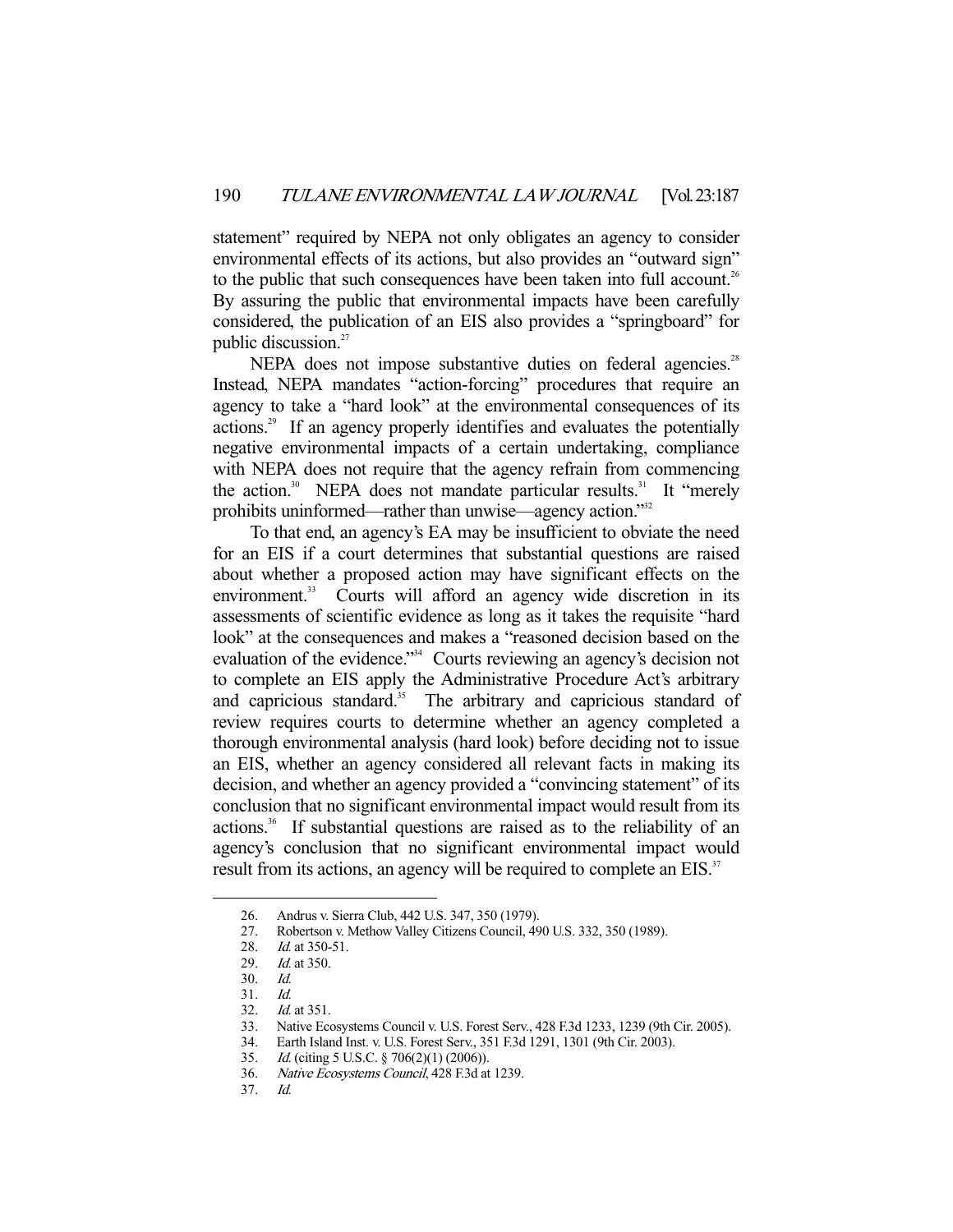statement" required by NEPA not only obligates an agency to consider environmental effects of its actions, but also provides an "outward sign" to the public that such consequences have been taken into full account.[26] By assuring the public that environmental impacts have been carefully considered, the publication of an EIS also provides a "springboard" for public discussion.[27]

NEPA does not impose substantive duties on federal agencies.[28] Instead, NEPA mandates "action-forcing" procedures that require an agency to take a "hard look" at the environmental consequences of its actions.[29] If an agency properly identifies and evaluates the potentially negative environmental impacts of a certain undertaking, compliance with NEPA does not require that the agency refrain from commencing the action.[30] NEPA does not mandate particular results.[31] It "merely prohibits uninformed—rather than unwise—agency action."[32]

To that end, an agency's EA may be insufficient to obviate the need for an EIS if a court determines that substantial questions are raised about whether a proposed action may have significant effects on the environment.[33] Courts will afford an agency wide discretion in its assessments of scientific evidence as long as it takes the requisite "hard look" at the consequences and makes a "reasoned decision based on the evaluation of the evidence."[34] Courts reviewing an agency's decision not to complete an EIS apply the Administrative Procedure Act's arbitrary and capricious standard.[35] The arbitrary and capricious standard of review requires courts to determine whether an agency completed a thorough environmental analysis (hard look) before deciding not to issue an EIS, whether an agency considered all relevant facts in making its decision, and whether an agency provided a "convincing statement" of its conclusion that no significant environmental impact would result from its actions.[36] If substantial questions are raised as to the reliability of an agency's conclusion that no significant environmental impact would result from its actions, an agency will be required to complete an EIS.[37]

---

26. Andrus v. Sierra Club, 442 U.S. 347, 350 (1979).
27. Robertson v. Methow Valley Citizens Council, 490 U.S. 332, 350 (1989).
28. *Id.* at 350-51.
29. *Id.* at 350.
30. *Id.*
31. *Id.*
32. *Id.* at 351.
33. Native Ecosystems Council v. U.S. Forest Serv., 428 F.3d 1233, 1239 (9th Cir. 2005).
34. Earth Island Inst. v. U.S. Forest Serv., 351 F.3d 1291, 1301 (9th Cir. 2003).
35. *Id.* (citing 5 U.S.C. § 706(2)(1) (2006)).
36. *Native Ecosystems Council*, 428 F.3d at 1239.
37. *Id.*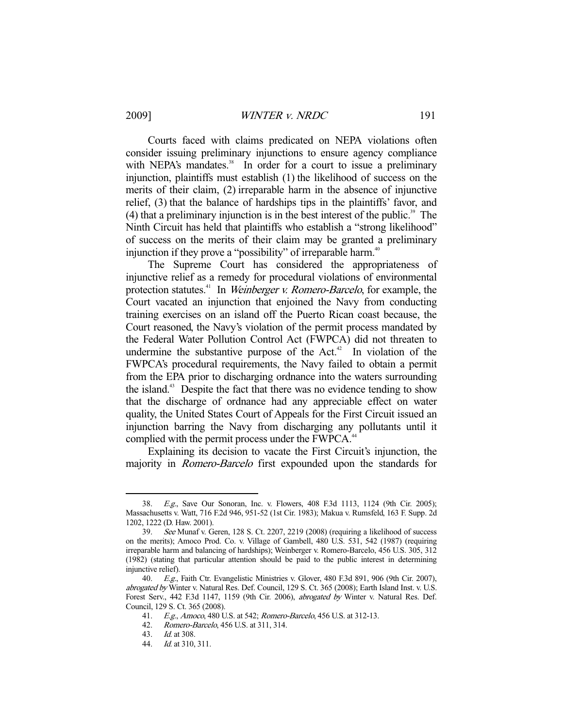Courts faced with claims predicated on NEPA violations often consider issuing preliminary injunctions to ensure agency compliance with NEPA's mandates.[38] In order for a court to issue a preliminary injunction, plaintiffs must establish (1) the likelihood of success on the merits of their claim, (2) irreparable harm in the absence of injunctive relief, (3) that the balance of hardships tips in the plaintiffs' favor, and (4) that a preliminary injunction is in the best interest of the public.[39] The Ninth Circuit has held that plaintiffs who establish a "strong likelihood" of success on the merits of their claim may be granted a preliminary injunction if they prove a "possibility" of irreparable harm.[40]

The Supreme Court has considered the appropriateness of injunctive relief as a remedy for procedural violations of environmental protection statutes.[41] In *Weinberger v. Romero-Barcelo*, for example, the Court vacated an injunction that enjoined the Navy from conducting training exercises on an island off the Puerto Rican coast because, the Court reasoned, the Navy's violation of the permit process mandated by the Federal Water Pollution Control Act (FWPCA) did not threaten to undermine the substantive purpose of the Act.[42] In violation of the FWPCA's procedural requirements, the Navy failed to obtain a permit from the EPA prior to discharging ordnance into the waters surrounding the island.[43] Despite the fact that there was no evidence tending to show that the discharge of ordnance had any appreciable effect on water quality, the United States Court of Appeals for the First Circuit issued an injunction barring the Navy from discharging any pollutants until it complied with the permit process under the FWPCA.[44]

Explaining its decision to vacate the First Circuit's injunction, the majority in *Romero-Barcelo* first expounded upon the standards for

---

38. *E.g.*, Save Our Sonoran, Inc. v. Flowers, 408 F.3d 1113, 1124 (9th Cir. 2005); Massachusetts v. Watt, 716 F.2d 946, 951-52 (1st Cir. 1983); Makua v. Rumsfeld, 163 F. Supp. 2d 1202, 1222 (D. Haw. 2001).

39. *See* Munaf v. Geren, 128 S. Ct. 2207, 2219 (2008) (requiring a likelihood of success on the merits); Amoco Prod. Co. v. Village of Gambell, 480 U.S. 531, 542 (1987) (requiring irreparable harm and balancing of hardships); Weinberger v. Romero-Barcelo, 456 U.S. 305, 312 (1982) (stating that particular attention should be paid to the public interest in determining injunctive relief).

40. *E.g.*, Faith Ctr. Evangelistic Ministries v. Glover, 480 F.3d 891, 906 (9th Cir. 2007), *abrogated by* Winter v. Natural Res. Def. Council, 129 S. Ct. 365 (2008); Earth Island Inst. v. U.S. Forest Serv., 442 F.3d 1147, 1159 (9th Cir. 2006), *abrogated by* Winter v. Natural Res. Def. Council, 129 S. Ct. 365 (2008).

41. *E.g.*, *Amoco*, 480 U.S. at 542; *Romero-Barcelo*, 456 U.S. at 312-13.

42. *Romero-Barcelo*, 456 U.S. at 311, 314.

43. *Id.* at 308.

44. *Id.* at 310, 311.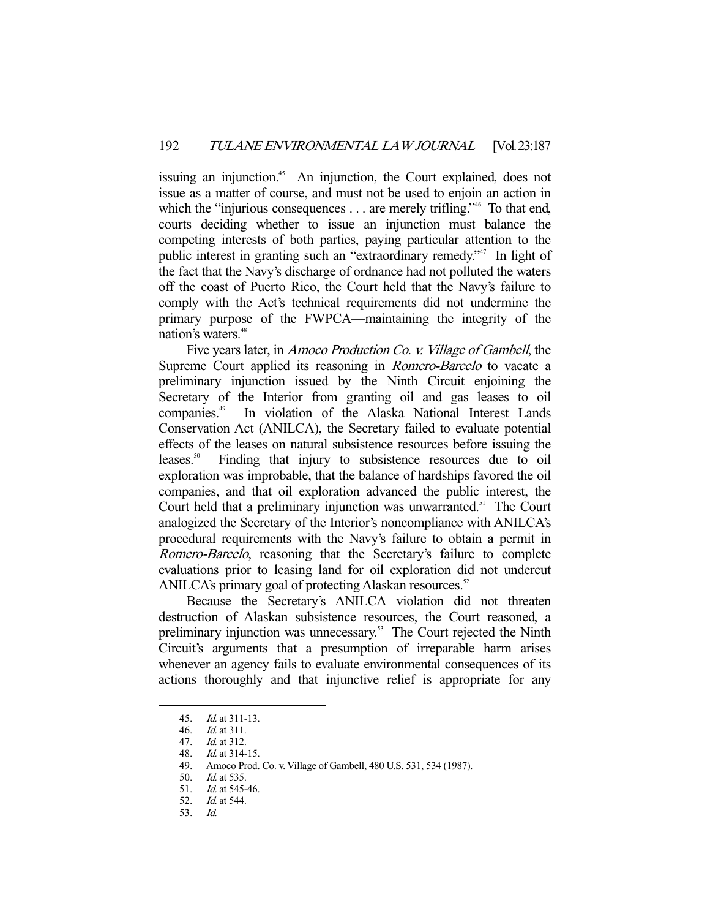issuing an injunction.[45] An injunction, the Court explained, does not issue as a matter of course, and must not be used to enjoin an action in which the "injurious consequences . . . are merely trifling."[46] To that end, courts deciding whether to issue an injunction must balance the competing interests of both parties, paying particular attention to the public interest in granting such an "extraordinary remedy."[47] In light of the fact that the Navy's discharge of ordnance had not polluted the waters off the coast of Puerto Rico, the Court held that the Navy's failure to comply with the Act's technical requirements did not undermine the primary purpose of the FWPCA—maintaining the integrity of the nation's waters.[48]

Five years later, in *Amoco Production Co. v. Village of Gambell*, the Supreme Court applied its reasoning in *Romero-Barcelo* to vacate a preliminary injunction issued by the Ninth Circuit enjoining the Secretary of the Interior from granting oil and gas leases to oil companies.[49] In violation of the Alaska National Interest Lands Conservation Act (ANILCA), the Secretary failed to evaluate potential effects of the leases on natural subsistence resources before issuing the leases.[50] Finding that injury to subsistence resources due to oil exploration was improbable, that the balance of hardships favored the oil companies, and that oil exploration advanced the public interest, the Court held that a preliminary injunction was unwarranted.[51] The Court analogized the Secretary of the Interior's noncompliance with ANILCA's procedural requirements with the Navy's failure to obtain a permit in *Romero-Barcelo*, reasoning that the Secretary's failure to complete evaluations prior to leasing land for oil exploration did not undercut ANILCA's primary goal of protecting Alaskan resources.[52]

Because the Secretary's ANILCA violation did not threaten destruction of Alaskan subsistence resources, the Court reasoned, a preliminary injunction was unnecessary.[53] The Court rejected the Ninth Circuit's arguments that a presumption of irreparable harm arises whenever an agency fails to evaluate environmental consequences of its actions thoroughly and that injunctive relief is appropriate for any

---

45. *Id.* at 311-13.
46. *Id.* at 311.
47. *Id.* at 312.
48. *Id.* at 314-15.
49. Amoco Prod. Co. v. Village of Gambell, 480 U.S. 531, 534 (1987).
50. *Id.* at 535.
51. *Id.* at 545-46.
52. *Id.* at 544.
53. *Id.*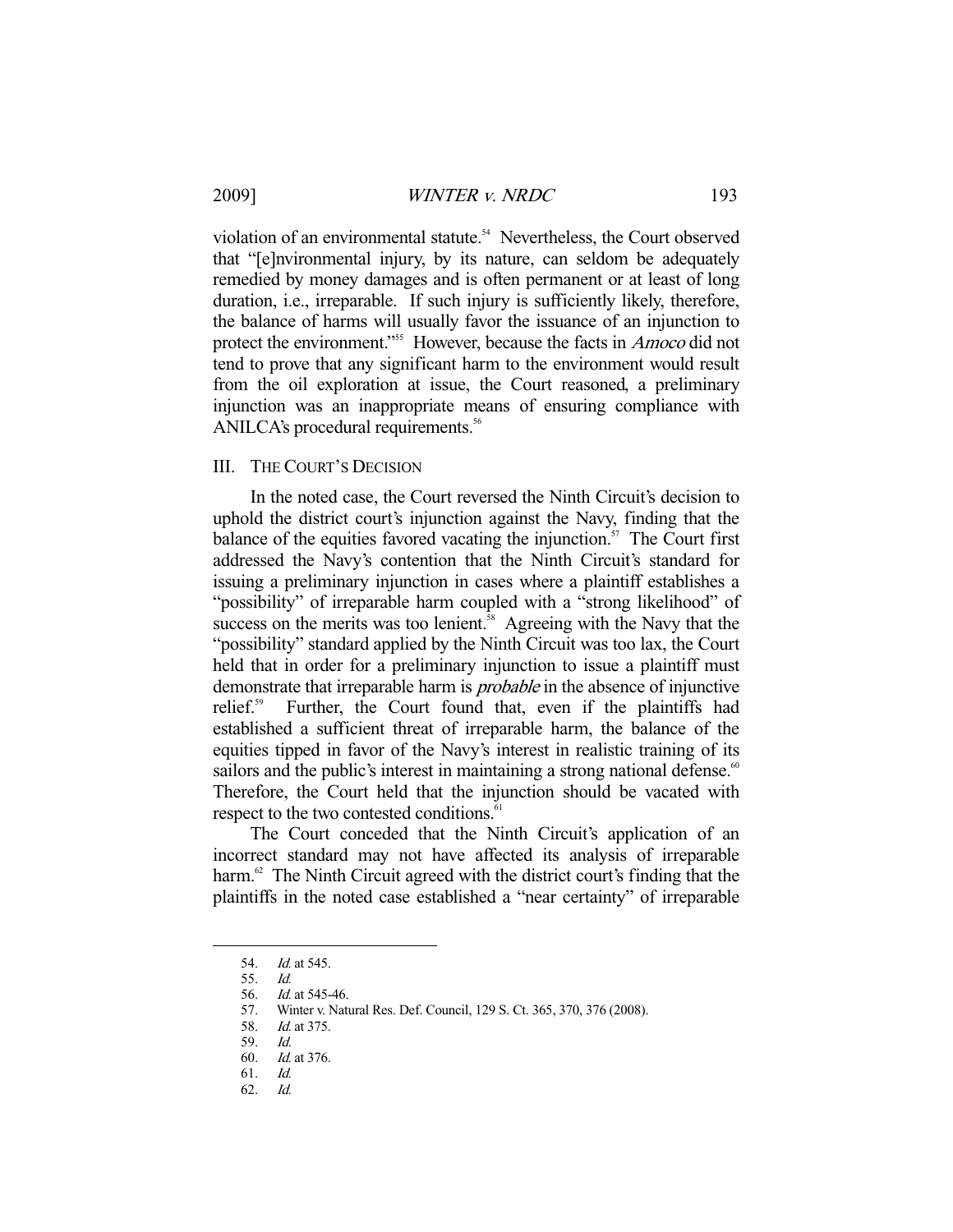violation of an environmental statute.[54] Nevertheless, the Court observed that "[e]nvironmental injury, by its nature, can seldom be adequately remedied by money damages and is often permanent or at least of long duration, i.e., irreparable. If such injury is sufficiently likely, therefore, the balance of harms will usually favor the issuance of an injunction to protect the environment."[55] However, because the facts in *Amoco* did not tend to prove that any significant harm to the environment would result from the oil exploration at issue, the Court reasoned, a preliminary injunction was an inappropriate means of ensuring compliance with ANILCA's procedural requirements.[56]

## III. THE COURT'S DECISION

In the noted case, the Court reversed the Ninth Circuit's decision to uphold the district court's injunction against the Navy, finding that the balance of the equities favored vacating the injunction.[57] The Court first addressed the Navy's contention that the Ninth Circuit's standard for issuing a preliminary injunction in cases where a plaintiff establishes a "possibility" of irreparable harm coupled with a "strong likelihood" of success on the merits was too lenient.[58] Agreeing with the Navy that the "possibility" standard applied by the Ninth Circuit was too lax, the Court held that in order for a preliminary injunction to issue a plaintiff must demonstrate that irreparable harm is *probable* in the absence of injunctive relief.[59] Further, the Court found that, even if the plaintiffs had established a sufficient threat of irreparable harm, the balance of the equities tipped in favor of the Navy's interest in realistic training of its sailors and the public's interest in maintaining a strong national defense.[60] Therefore, the Court held that the injunction should be vacated with respect to the two contested conditions.[61]

The Court conceded that the Ninth Circuit's application of an incorrect standard may not have affected its analysis of irreparable harm.[62] The Ninth Circuit agreed with the district court's finding that the plaintiffs in the noted case established a "near certainty" of irreparable

---

54. *Id.* at 545.
55. *Id.*
56. *Id.* at 545-46.
57. Winter v. Natural Res. Def. Council, 129 S. Ct. 365, 370, 376 (2008).
58. *Id.* at 375.
59. *Id.*
60. *Id.* at 376.
61. *Id.*
62. *Id.*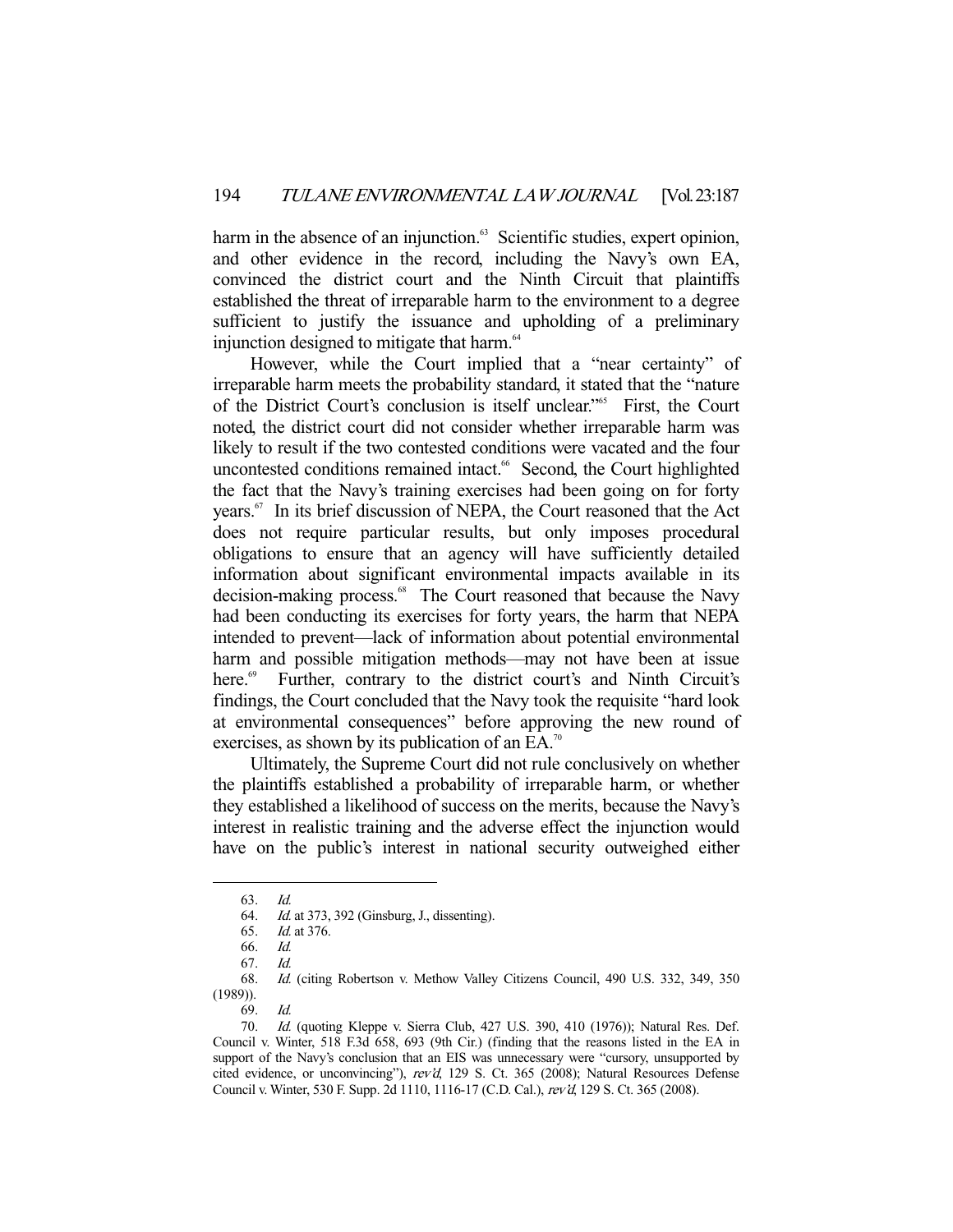harm in the absence of an injunction.[63] Scientific studies, expert opinion, and other evidence in the record, including the Navy's own EA, convinced the district court and the Ninth Circuit that plaintiffs established the threat of irreparable harm to the environment to a degree sufficient to justify the issuance and upholding of a preliminary injunction designed to mitigate that harm.[64]

However, while the Court implied that a "near certainty" of irreparable harm meets the probability standard, it stated that the "nature of the District Court's conclusion is itself unclear."[65] First, the Court noted, the district court did not consider whether irreparable harm was likely to result if the two contested conditions were vacated and the four uncontested conditions remained intact.[66] Second, the Court highlighted the fact that the Navy's training exercises had been going on for forty years.[67] In its brief discussion of NEPA, the Court reasoned that the Act does not require particular results, but only imposes procedural obligations to ensure that an agency will have sufficiently detailed information about significant environmental impacts available in its decision-making process.[68] The Court reasoned that because the Navy had been conducting its exercises for forty years, the harm that NEPA intended to prevent—lack of information about potential environmental harm and possible mitigation methods—may not have been at issue here.[69] Further, contrary to the district court's and Ninth Circuit's findings, the Court concluded that the Navy took the requisite "hard look at environmental consequences" before approving the new round of exercises, as shown by its publication of an EA.[70]

Ultimately, the Supreme Court did not rule conclusively on whether the plaintiffs established a probability of irreparable harm, or whether they established a likelihood of success on the merits, because the Navy's interest in realistic training and the adverse effect the injunction would have on the public's interest in national security outweighed either

---

63. *Id.*

64. *Id.* at 373, 392 (Ginsburg, J., dissenting).

65. *Id.* at 376.

66. *Id.*

67. *Id.*

68. *Id.* (citing Robertson v. Methow Valley Citizens Council, 490 U.S. 332, 349, 350 (1989)).

69. *Id.*

70. *Id.* (quoting Kleppe v. Sierra Club, 427 U.S. 390, 410 (1976)); Natural Res. Def. Council v. Winter, 518 F.3d 658, 693 (9th Cir.) (finding that the reasons listed in the EA in support of the Navy's conclusion that an EIS was unnecessary were "cursory, unsupported by cited evidence, or unconvincing"), *rev'd*, 129 S. Ct. 365 (2008); Natural Resources Defense Council v. Winter, 530 F. Supp. 2d 1110, 1116-17 (C.D. Cal.), *rev'd*, 129 S. Ct. 365 (2008).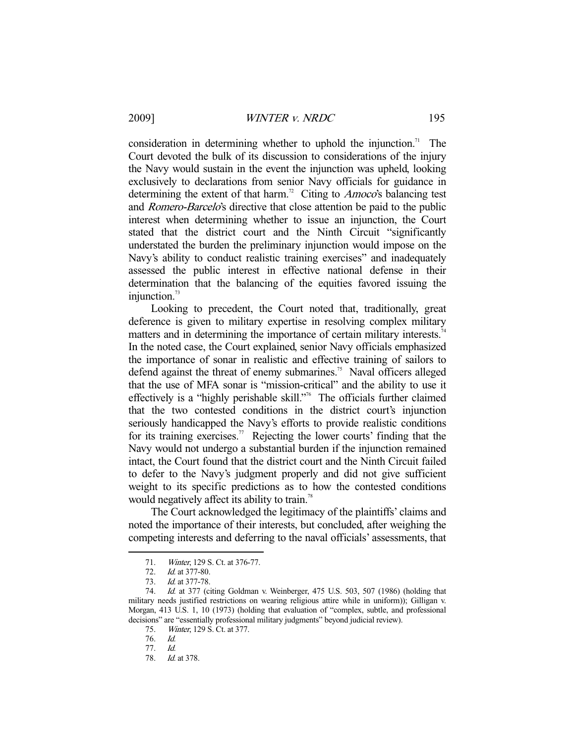consideration in determining whether to uphold the injunction.[71] The Court devoted the bulk of its discussion to considerations of the injury the Navy would sustain in the event the injunction was upheld, looking exclusively to declarations from senior Navy officials for guidance in determining the extent of that harm.[72] Citing to *Amoco*'s balancing test and *Romero-Barcelo*'s directive that close attention be paid to the public interest when determining whether to issue an injunction, the Court stated that the district court and the Ninth Circuit "significantly understated the burden the preliminary injunction would impose on the Navy's ability to conduct realistic training exercises" and inadequately assessed the public interest in effective national defense in their determination that the balancing of the equities favored issuing the injunction.[73]

Looking to precedent, the Court noted that, traditionally, great deference is given to military expertise in resolving complex military matters and in determining the importance of certain military interests.[74] In the noted case, the Court explained, senior Navy officials emphasized the importance of sonar in realistic and effective training of sailors to defend against the threat of enemy submarines.[75] Naval officers alleged that the use of MFA sonar is "mission-critical" and the ability to use it effectively is a "highly perishable skill."[76] The officials further claimed that the two contested conditions in the district court's injunction seriously handicapped the Navy's efforts to provide realistic conditions for its training exercises.[77] Rejecting the lower courts' finding that the Navy would not undergo a substantial burden if the injunction remained intact, the Court found that the district court and the Ninth Circuit failed to defer to the Navy's judgment properly and did not give sufficient weight to its specific predictions as to how the contested conditions would negatively affect its ability to train.[78]

The Court acknowledged the legitimacy of the plaintiffs' claims and noted the importance of their interests, but concluded, after weighing the competing interests and deferring to the naval officials' assessments, that

---

71. *Winter*, 129 S. Ct. at 376-77.

72. *Id.* at 377-80.

73. *Id.* at 377-78.

74. *Id.* at 377 (citing Goldman v. Weinberger, 475 U.S. 503, 507 (1986) (holding that military needs justified restrictions on wearing religious attire while in uniform)); Gilligan v. Morgan, 413 U.S. 1, 10 (1973) (holding that evaluation of "complex, subtle, and professional decisions" are "essentially professional military judgments" beyond judicial review).

75. *Winter*, 129 S. Ct. at 377.

76. *Id.*

77. *Id.*

78. *Id.* at 378.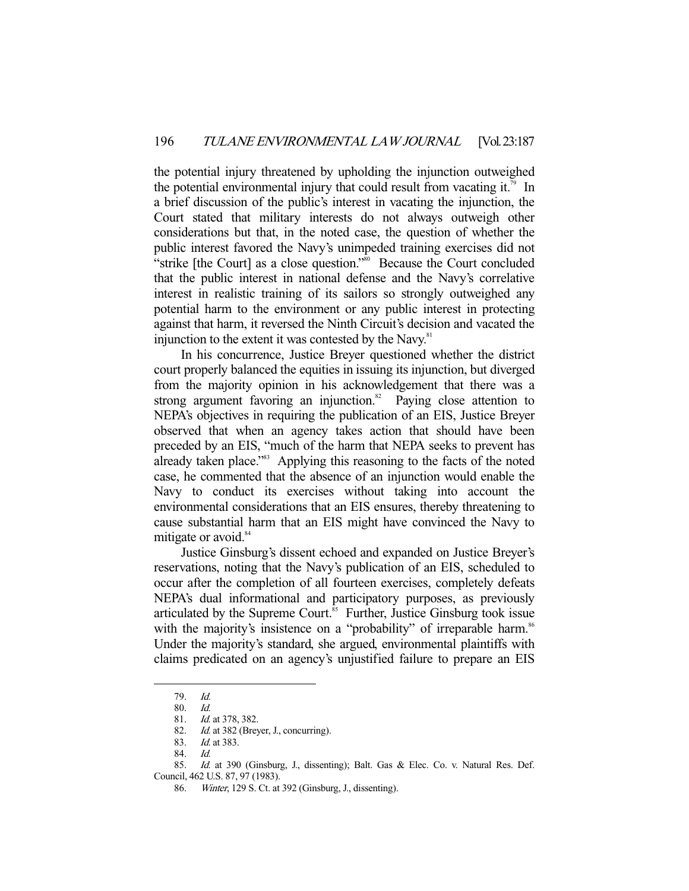the potential injury threatened by upholding the injunction outweighed the potential environmental injury that could result from vacating it.[79] In a brief discussion of the public's interest in vacating the injunction, the Court stated that military interests do not always outweigh other considerations but that, in the noted case, the question of whether the public interest favored the Navy's unimpeded training exercises did not "strike [the Court] as a close question."[80] Because the Court concluded that the public interest in national defense and the Navy's correlative interest in realistic training of its sailors so strongly outweighed any potential harm to the environment or any public interest in protecting against that harm, it reversed the Ninth Circuit's decision and vacated the injunction to the extent it was contested by the Navy.[81]

In his concurrence, Justice Breyer questioned whether the district court properly balanced the equities in issuing its injunction, but diverged from the majority opinion in his acknowledgement that there was a strong argument favoring an injunction.[82] Paying close attention to NEPA's objectives in requiring the publication of an EIS, Justice Breyer observed that when an agency takes action that should have been preceded by an EIS, "much of the harm that NEPA seeks to prevent has already taken place."[83] Applying this reasoning to the facts of the noted case, he commented that the absence of an injunction would enable the Navy to conduct its exercises without taking into account the environmental considerations that an EIS ensures, thereby threatening to cause substantial harm that an EIS might have convinced the Navy to mitigate or avoid.[84]

Justice Ginsburg's dissent echoed and expanded on Justice Breyer's reservations, noting that the Navy's publication of an EIS, scheduled to occur after the completion of all fourteen exercises, completely defeats NEPA's dual informational and participatory purposes, as previously articulated by the Supreme Court.[85] Further, Justice Ginsburg took issue with the majority's insistence on a "probability" of irreparable harm.[86] Under the majority's standard, she argued, environmental plaintiffs with claims predicated on an agency's unjustified failure to prepare an EIS

---

79. *Id.*

80. *Id.*

81. *Id.* at 378, 382.

82. *Id.* at 382 (Breyer, J., concurring).

83. *Id.* at 383.

84. *Id.*

85. *Id.* at 390 (Ginsburg, J., dissenting); Balt. Gas & Elec. Co. v. Natural Res. Def. Council, 462 U.S. 87, 97 (1983).

86. *Winter*, 129 S. Ct. at 392 (Ginsburg, J., dissenting).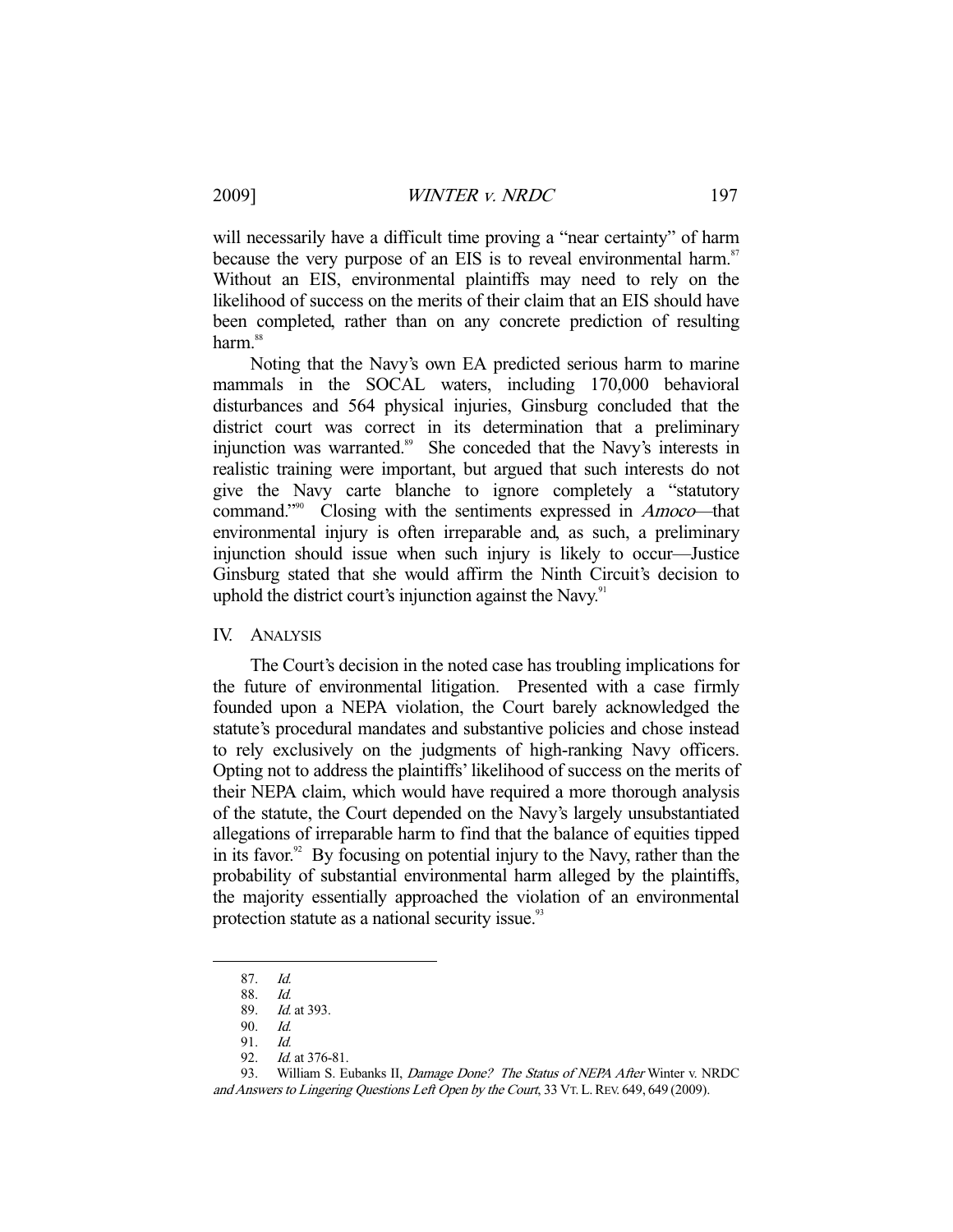will necessarily have a difficult time proving a "near certainty" of harm because the very purpose of an EIS is to reveal environmental harm.[87] Without an EIS, environmental plaintiffs may need to rely on the likelihood of success on the merits of their claim that an EIS should have been completed, rather than on any concrete prediction of resulting harm.[88]

Noting that the Navy's own EA predicted serious harm to marine mammals in the SOCAL waters, including 170,000 behavioral disturbances and 564 physical injuries, Ginsburg concluded that the district court was correct in its determination that a preliminary injunction was warranted.[89] She conceded that the Navy's interests in realistic training were important, but argued that such interests do not give the Navy carte blanche to ignore completely a "statutory command."[90] Closing with the sentiments expressed in *Amoco*—that environmental injury is often irreparable and, as such, a preliminary injunction should issue when such injury is likely to occur—Justice Ginsburg stated that she would affirm the Ninth Circuit's decision to uphold the district court's injunction against the Navy.[91]

## IV. ANALYSIS

The Court's decision in the noted case has troubling implications for the future of environmental litigation. Presented with a case firmly founded upon a NEPA violation, the Court barely acknowledged the statute's procedural mandates and substantive policies and chose instead to rely exclusively on the judgments of high-ranking Navy officers. Opting not to address the plaintiffs' likelihood of success on the merits of their NEPA claim, which would have required a more thorough analysis of the statute, the Court depended on the Navy's largely unsubstantiated allegations of irreparable harm to find that the balance of equities tipped in its favor.[92] By focusing on potential injury to the Navy, rather than the probability of substantial environmental harm alleged by the plaintiffs, the majority essentially approached the violation of an environmental protection statute as a national security issue.[93]

---

87. *Id.*

88. *Id.*

89. *Id.* at 393.

90. *Id.*

91. *Id.*

92. *Id.* at 376-81.

93. William S. Eubanks II, *Damage Done? The Status of NEPA After* Winter v. NRDC *and Answers to Lingering Questions Left Open by the Court*, 33 VT. L. REV. 649, 649 (2009).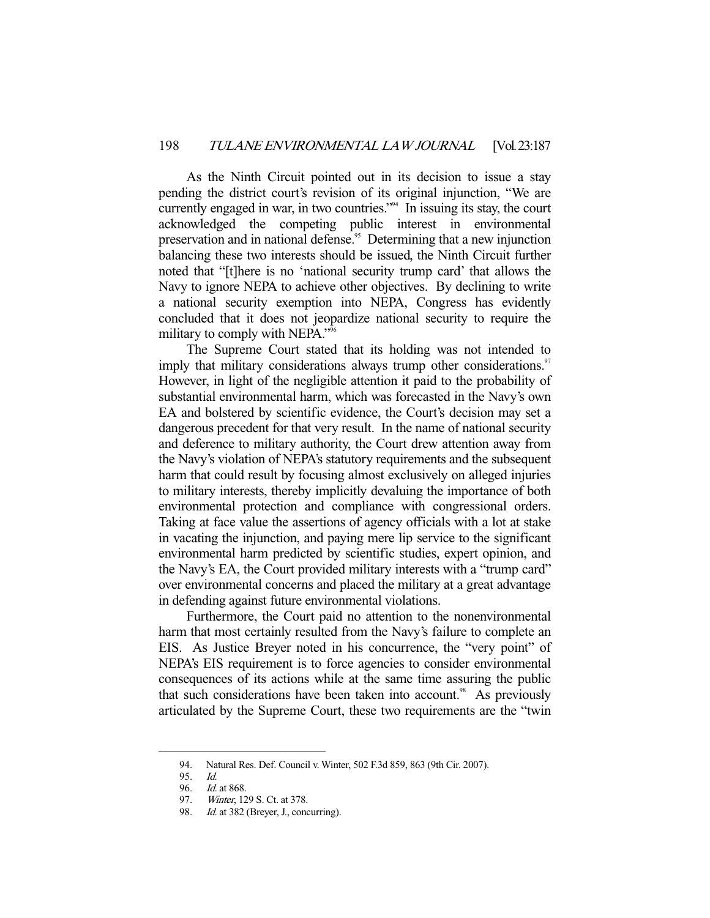As the Ninth Circuit pointed out in its decision to issue a stay pending the district court's revision of its original injunction, "We are currently engaged in war, in two countries."[94] In issuing its stay, the court acknowledged the competing public interest in environmental preservation and in national defense.[95] Determining that a new injunction balancing these two interests should be issued, the Ninth Circuit further noted that "[t]here is no 'national security trump card' that allows the Navy to ignore NEPA to achieve other objectives. By declining to write a national security exemption into NEPA, Congress has evidently concluded that it does not jeopardize national security to require the military to comply with NEPA."[96]

The Supreme Court stated that its holding was not intended to imply that military considerations always trump other considerations.[97] However, in light of the negligible attention it paid to the probability of substantial environmental harm, which was forecasted in the Navy's own EA and bolstered by scientific evidence, the Court's decision may set a dangerous precedent for that very result. In the name of national security and deference to military authority, the Court drew attention away from the Navy's violation of NEPA's statutory requirements and the subsequent harm that could result by focusing almost exclusively on alleged injuries to military interests, thereby implicitly devaluing the importance of both environmental protection and compliance with congressional orders. Taking at face value the assertions of agency officials with a lot at stake in vacating the injunction, and paying mere lip service to the significant environmental harm predicted by scientific studies, expert opinion, and the Navy's EA, the Court provided military interests with a "trump card" over environmental concerns and placed the military at a great advantage in defending against future environmental violations.

Furthermore, the Court paid no attention to the nonenvironmental harm that most certainly resulted from the Navy's failure to complete an EIS. As Justice Breyer noted in his concurrence, the "very point" of NEPA's EIS requirement is to force agencies to consider environmental consequences of its actions while at the same time assuring the public that such considerations have been taken into account.[98] As previously articulated by the Supreme Court, these two requirements are the "twin

---

94. Natural Res. Def. Council v. Winter, 502 F.3d 859, 863 (9th Cir. 2007).

95. *Id.*

96. *Id.* at 868.

97. *Winter*, 129 S. Ct. at 378.

98. *Id.* at 382 (Breyer, J., concurring).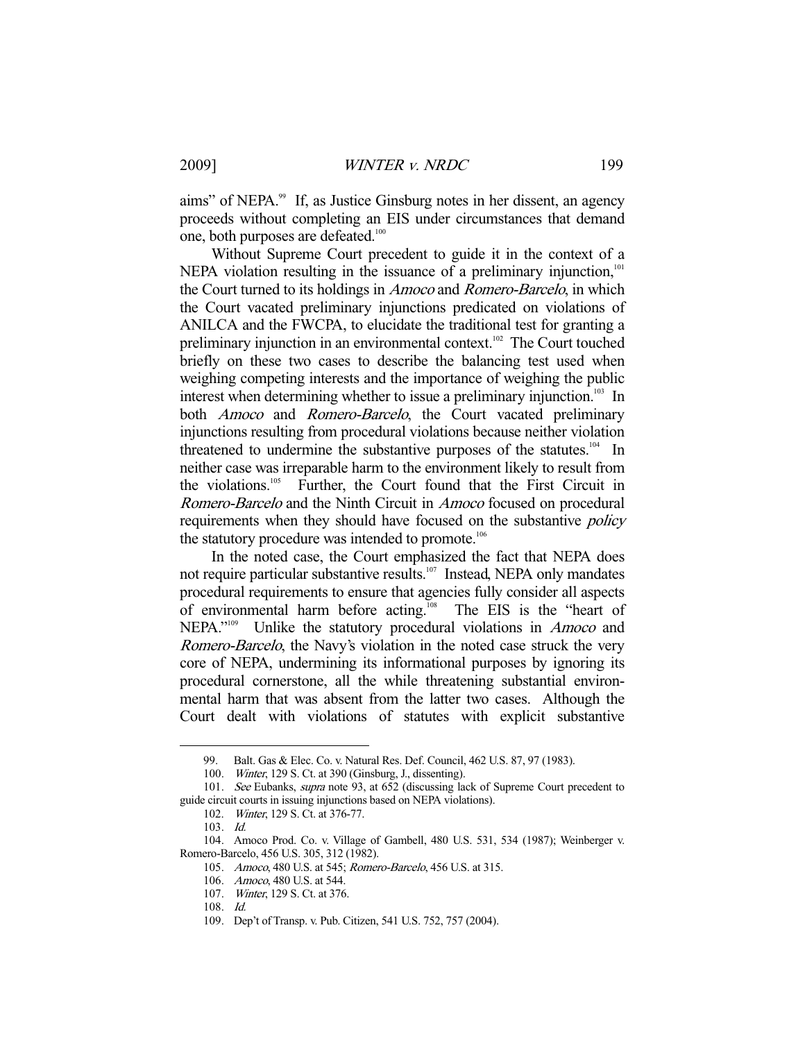aims" of NEPA.[99] If, as Justice Ginsburg notes in her dissent, an agency proceeds without completing an EIS under circumstances that demand one, both purposes are defeated.[100]

Without Supreme Court precedent to guide it in the context of a NEPA violation resulting in the issuance of a preliminary injunction,[101] the Court turned to its holdings in *Amoco* and *Romero-Barcelo*, in which the Court vacated preliminary injunctions predicated on violations of ANILCA and the FWCPA, to elucidate the traditional test for granting a preliminary injunction in an environmental context.[102] The Court touched briefly on these two cases to describe the balancing test used when weighing competing interests and the importance of weighing the public interest when determining whether to issue a preliminary injunction.[103] In both *Amoco* and *Romero-Barcelo*, the Court vacated preliminary injunctions resulting from procedural violations because neither violation threatened to undermine the substantive purposes of the statutes.[104] In neither case was irreparable harm to the environment likely to result from the violations.[105] Further, the Court found that the First Circuit in *Romero-Barcelo* and the Ninth Circuit in *Amoco* focused on procedural requirements when they should have focused on the substantive *policy* the statutory procedure was intended to promote.[106]

In the noted case, the Court emphasized the fact that NEPA does not require particular substantive results.[107] Instead, NEPA only mandates procedural requirements to ensure that agencies fully consider all aspects of environmental harm before acting.[108] The EIS is the "heart of NEPA."[109] Unlike the statutory procedural violations in *Amoco* and *Romero-Barcelo*, the Navy's violation in the noted case struck the very core of NEPA, undermining its informational purposes by ignoring its procedural cornerstone, all the while threatening substantial environmental harm that was absent from the latter two cases. Although the Court dealt with violations of statutes with explicit substantive

---

99. Balt. Gas & Elec. Co. v. Natural Res. Def. Council, 462 U.S. 87, 97 (1983).

100. *Winter*, 129 S. Ct. at 390 (Ginsburg, J., dissenting).

101. *See* Eubanks, *supra* note 93, at 652 (discussing lack of Supreme Court precedent to guide circuit courts in issuing injunctions based on NEPA violations).

102. *Winter*, 129 S. Ct. at 376-77.

103. *Id.*

104. Amoco Prod. Co. v. Village of Gambell, 480 U.S. 531, 534 (1987); Weinberger v. Romero-Barcelo, 456 U.S. 305, 312 (1982).

105. *Amoco*, 480 U.S. at 545; *Romero-Barcelo*, 456 U.S. at 315.

106. *Amoco*, 480 U.S. at 544.

107. *Winter*, 129 S. Ct. at 376.

108. *Id.*

109. Dep't of Transp. v. Pub. Citizen, 541 U.S. 752, 757 (2004).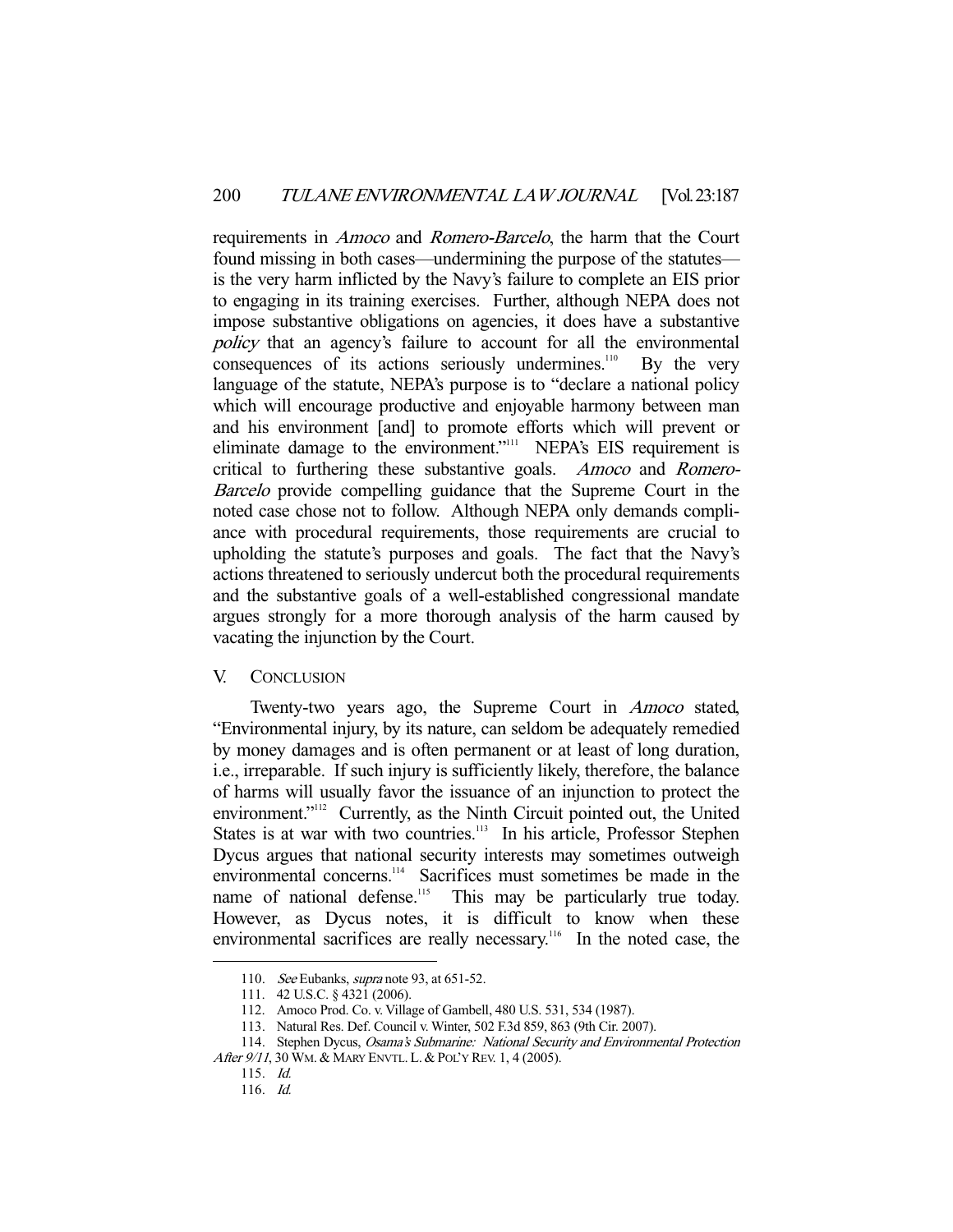requirements in *Amoco* and *Romero-Barcelo*, the harm that the Court found missing in both cases—undermining the purpose of the statutes—is the very harm inflicted by the Navy's failure to complete an EIS prior to engaging in its training exercises. Further, although NEPA does not impose substantive obligations on agencies, it does have a substantive *policy* that an agency's failure to account for all the environmental consequences of its actions seriously undermines.[110] By the very language of the statute, NEPA's purpose is to "declare a national policy which will encourage productive and enjoyable harmony between man and his environment [and] to promote efforts which will prevent or eliminate damage to the environment."[111] NEPA's EIS requirement is critical to furthering these substantive goals. *Amoco* and *Romero-Barcelo* provide compelling guidance that the Supreme Court in the noted case chose not to follow. Although NEPA only demands compliance with procedural requirements, those requirements are crucial to upholding the statute's purposes and goals. The fact that the Navy's actions threatened to seriously undercut both the procedural requirements and the substantive goals of a well-established congressional mandate argues strongly for a more thorough analysis of the harm caused by vacating the injunction by the Court.

## V. CONCLUSION

Twenty-two years ago, the Supreme Court in *Amoco* stated, "Environmental injury, by its nature, can seldom be adequately remedied by money damages and is often permanent or at least of long duration, i.e., irreparable. If such injury is sufficiently likely, therefore, the balance of harms will usually favor the issuance of an injunction to protect the environment."[112] Currently, as the Ninth Circuit pointed out, the United States is at war with two countries.[113] In his article, Professor Stephen Dycus argues that national security interests may sometimes outweigh environmental concerns.[114] Sacrifices must sometimes be made in the name of national defense.[115] This may be particularly true today. However, as Dycus notes, it is difficult to know when these environmental sacrifices are really necessary.[116] In the noted case, the

---

110. *See* Eubanks, *supra* note 93, at 651-52.

111. 42 U.S.C. § 4321 (2006).

112. Amoco Prod. Co. v. Village of Gambell, 480 U.S. 531, 534 (1987).

113. Natural Res. Def. Council v. Winter, 502 F.3d 859, 863 (9th Cir. 2007).

114. Stephen Dycus, *Osama's Submarine: National Security and Environmental Protection After 9/11*, 30 WM. & MARY ENVTL. L. & POL'Y REV. 1, 4 (2005).

115. *Id.*

116. *Id.*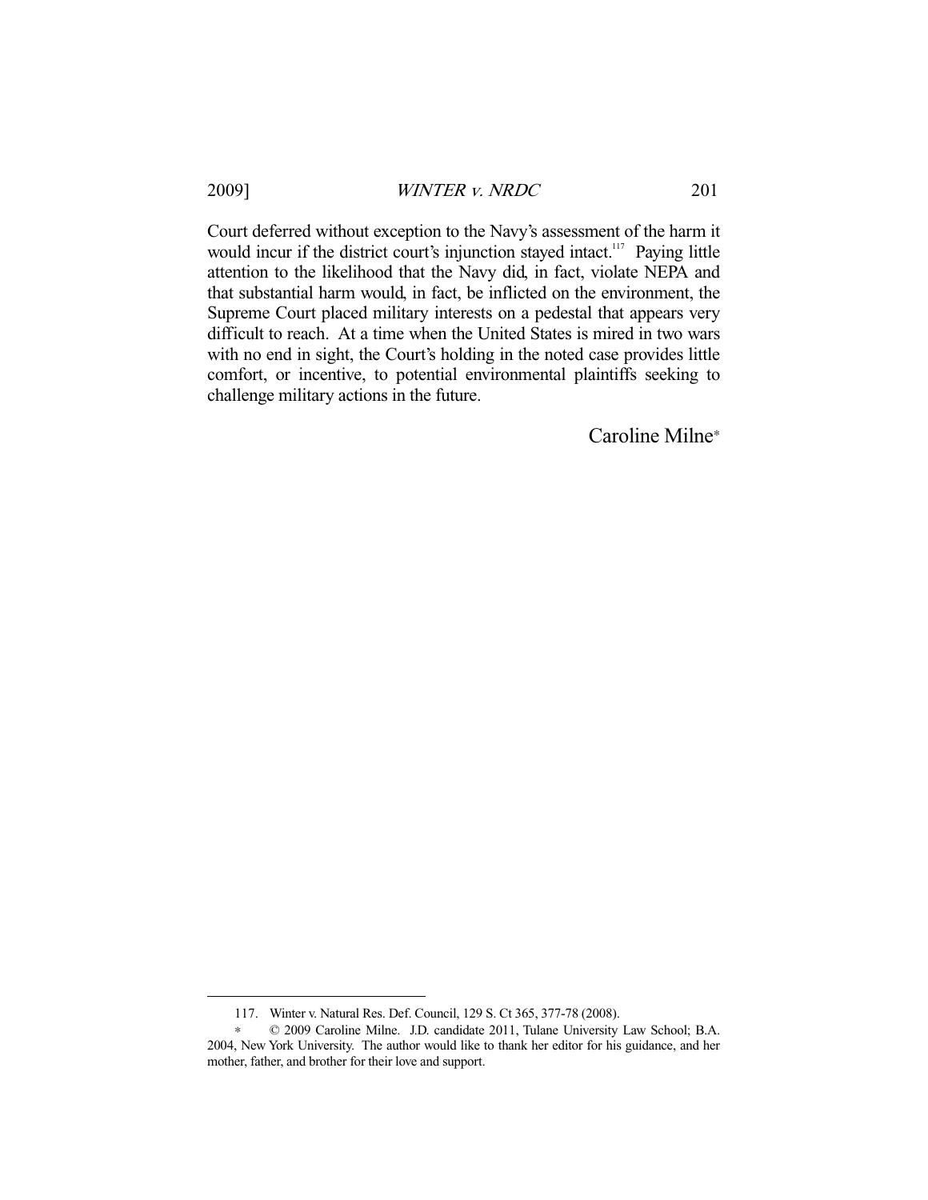Court deferred without exception to the Navy's assessment of the harm it would incur if the district court's injunction stayed intact.[117] Paying little attention to the likelihood that the Navy did, in fact, violate NEPA and that substantial harm would, in fact, be inflicted on the environment, the Supreme Court placed military interests on a pedestal that appears very difficult to reach. At a time when the United States is mired in two wars with no end in sight, the Court's holding in the noted case provides little comfort, or incentive, to potential environmental plaintiffs seeking to challenge military actions in the future.

Caroline Milne*

---

117. Winter v. Natural Res. Def. Council, 129 S. Ct 365, 377-78 (2008).

* © 2009 Caroline Milne. J.D. candidate 2011, Tulane University Law School; B.A. 2004, New York University. The author would like to thank her editor for his guidance, and her mother, father, and brother for their love and support.